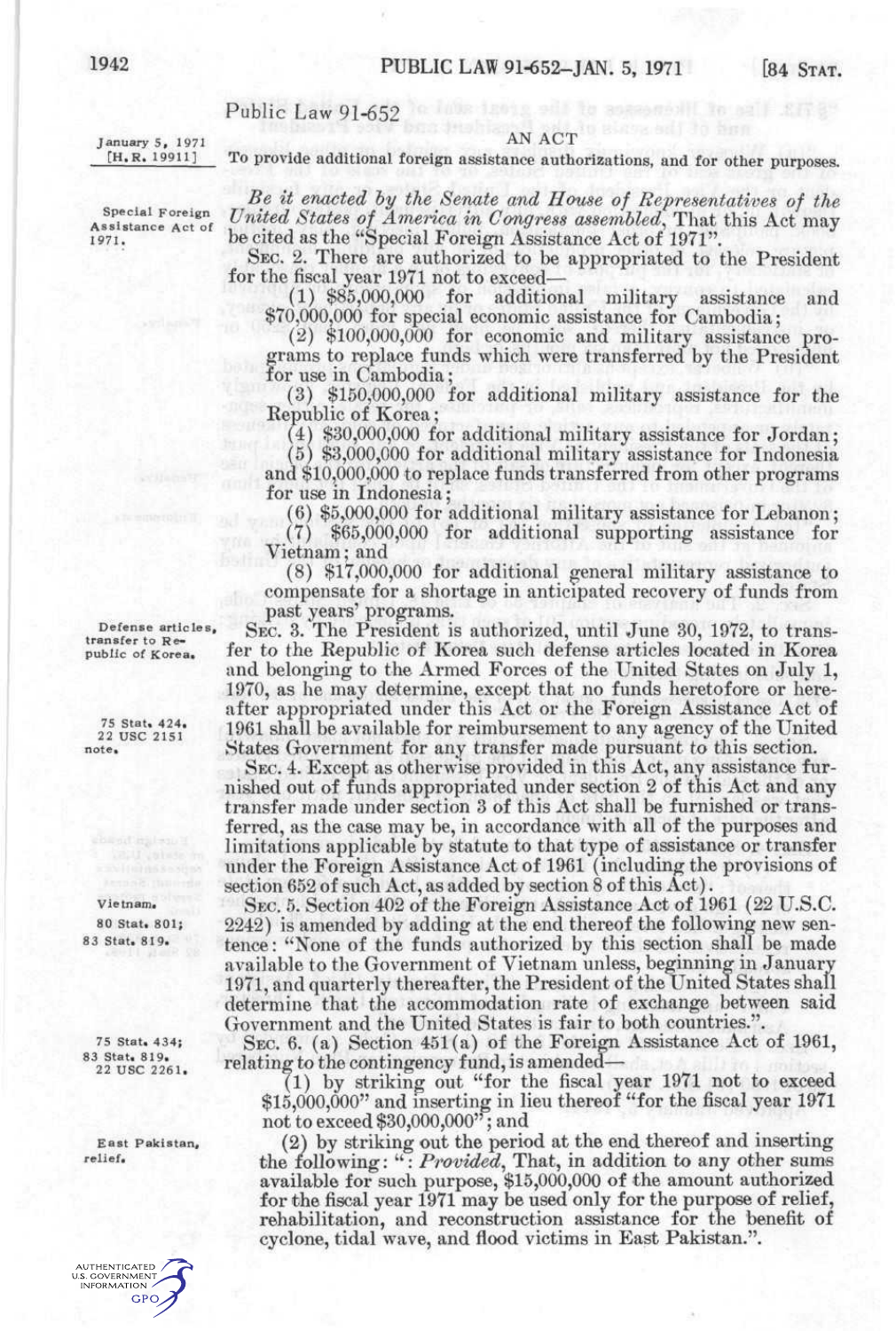Public Law 91-652

January 5, 1971
[H.R. 19911]

AN ACT

To provide additional foreign assistance authorizations, and for other purposes.

Special Foreign Assistance Act of 1971.

*Be it enacted by the Senate and House of Representatives of the United States of America in Congress assembled*, That this Act may be cited as the "Special Foreign Assistance Act of 1971".

SEC. 2. There are authorized to be appropriated to the President for the fiscal year 1971 not to exceed—

(1) $85,000,000 for additional military assistance and $70,000,000 for special economic assistance for Cambodia;

(2) $100,000,000 for economic and military assistance programs to replace funds which were transferred by the President for use in Cambodia;

(3) $150,000,000 for additional military assistance for the Republic of Korea;

(4) $30,000,000 for additional military assistance for Jordan;

(5) $3,000,000 for additional military assistance for Indonesia and $10,000,000 to replace funds transferred from other programs for use in Indonesia;

(6) $5,000,000 for additional military assistance for Lebanon;

(7) $65,000,000 for additional supporting assistance for Vietnam; and

(8) $17,000,000 for additional general military assistance to compensate for a shortage in anticipated recovery of funds from past years' programs.

Defense articles, transfer to Republic of Korea.

SEC. 3. The President is authorized, until June 30, 1972, to transfer to the Republic of Korea such defense articles located in Korea and belonging to the Armed Forces of the United States on July 1, 1970, as he may determine, except that no funds heretofore or hereafter appropriated under this Act or the Foreign Assistance Act of 1961 shall be available for reimbursement to any agency of the United States Government for any transfer made pursuant to this section.

75 Stat. 424. 22 USC 2151 note.

SEC. 4. Except as otherwise provided in this Act, any assistance furnished out of funds appropriated under section 2 of this Act and any transfer made under section 3 of this Act shall be furnished or transferred, as the case may be, in accordance with all of the purposes and limitations applicable by statute to that type of assistance or transfer under the Foreign Assistance Act of 1961 (including the provisions of section 652 of such Act, as added by section 8 of this Act).

Vietnam. 80 Stat. 801; 83 Stat. 819.

SEC. 5. Section 402 of the Foreign Assistance Act of 1961 (22 U.S.C. 2242) is amended by adding at the end thereof the following new sentence: "None of the funds authorized by this section shall be made available to the Government of Vietnam unless, beginning in January 1971, and quarterly thereafter, the President of the United States shall determine that the accommodation rate of exchange between said Government and the United States is fair to both countries.".

75 Stat. 434; 83 Stat. 819. 22 USC 2261.

SEC. 6. (a) Section 451(a) of the Foreign Assistance Act of 1961, relating to the contingency fund, is amended—

(1) by striking out "for the fiscal year 1971 not to exceed $15,000,000" and inserting in lieu thereof "for the fiscal year 1971 not to exceed $30,000,000"; and

East Pakistan, relief.

(2) by striking out the period at the end thereof and inserting the following: ": *Provided*, That, in addition to any other sums available for such purpose, $15,000,000 of the amount authorized for the fiscal year 1971 may be used only for the purpose of relief, rehabilitation, and reconstruction assistance for the benefit of cyclone, tidal wave, and flood victims in East Pakistan.".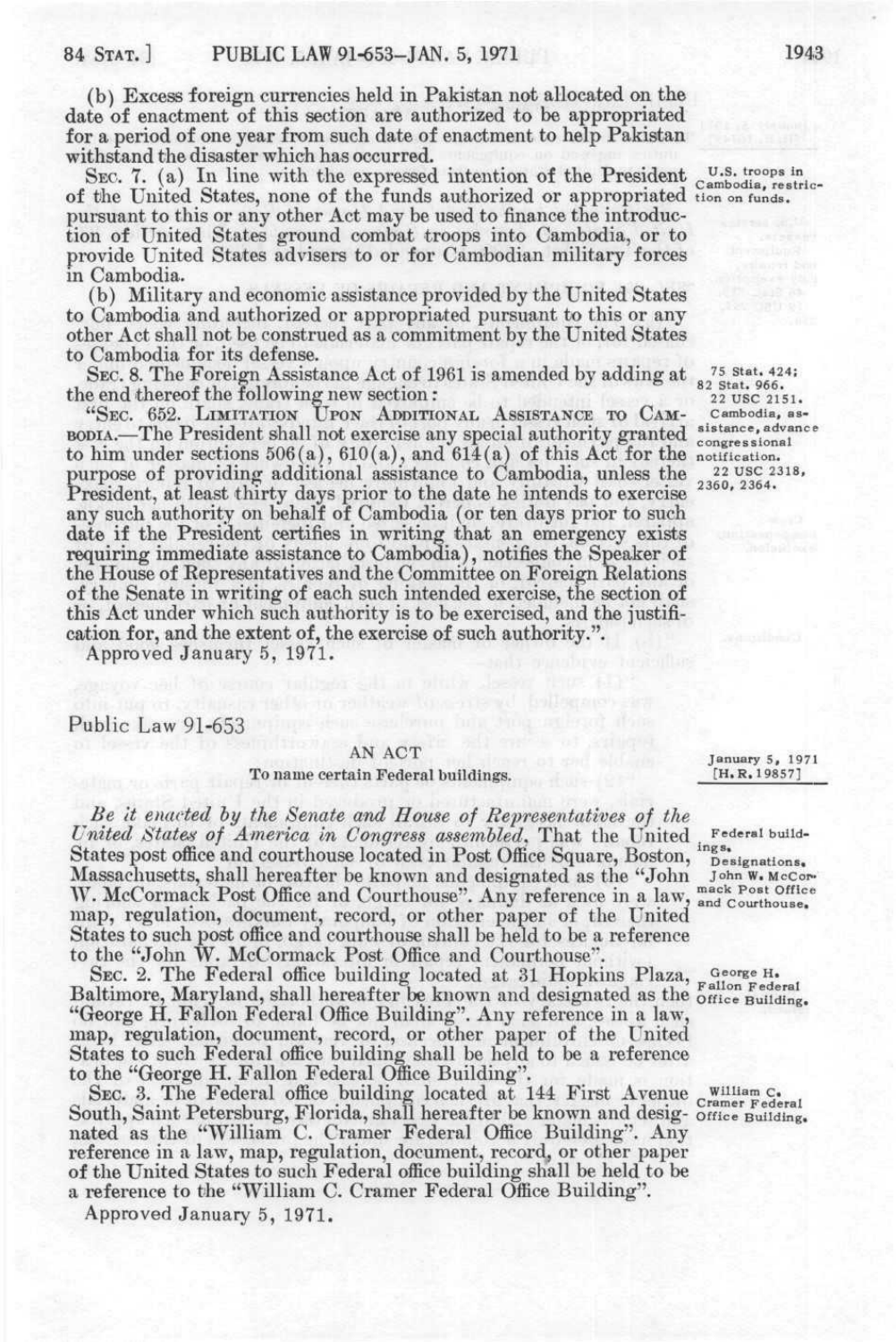(b) Excess foreign currencies held in Pakistan not allocated on the date of enactment of this section are authorized to be appropriated for a period of one year from such date of enactment to help Pakistan withstand the disaster which has occurred.

U.S. troops in Cambodia, restriction on funds.

SEC. 7. (a) In line with the expressed intention of the President of the United States, none of the funds authorized or appropriated pursuant to this or any other Act may be used to finance the introduction of United States ground combat troops into Cambodia, or to provide United States advisers to or for Cambodian military forces in Cambodia.

(b) Military and economic assistance provided by the United States to Cambodia and authorized or appropriated pursuant to this or any other Act shall not be construed as a commitment by the United States to Cambodia for its defense.

75 Stat. 424; 82 Stat. 966. 22 USC 2151.

SEC. 8. The Foreign Assistance Act of 1961 is amended by adding at the end thereof the following new section:

Cambodia, assistance, advance congressional notification.

22 USC 2318, 2360, 2364.

"SEC. 652. LIMITATION UPON ADDITIONAL ASSISTANCE TO CAMBODIA.—The President shall not exercise any special authority granted to him under sections 506(a), 610(a), and 614(a) of this Act for the purpose of providing additional assistance to Cambodia, unless the President, at least thirty days prior to the date he intends to exercise any such authority on behalf of Cambodia (or ten days prior to such date if the President certifies in writing that an emergency exists requiring immediate assistance to Cambodia), notifies the Speaker of the House of Representatives and the Committee on Foreign Relations of the Senate in writing of each such intended exercise, the section of this Act under which such authority is to be exercised, and the justification for, and the extent of, the exercise of such authority.".

Approved January 5, 1971.

## Public Law 91-653

January 5, 1971
[H. R. 19857]

### AN ACT

To name certain Federal buildings.

*Be it enacted by the Senate and House of Representatives of the United States of America in Congress assembled*, That the United States post office and courthouse located in Post Office Square, Boston, Massachusetts, shall hereafter be known and designated as the "John W. McCormack Post Office and Courthouse". Any reference in a law, map, regulation, document, record, or other paper of the United States to such post office and courthouse shall be held to be a reference to the "John W. McCormack Post Office and Courthouse".

Federal buildings. Designations. John W. McCormack Post Office and Courthouse.

SEC. 2. The Federal office building located at 31 Hopkins Plaza, Baltimore, Maryland, shall hereafter be known and designated as the "George H. Fallon Federal Office Building". Any reference in a law, map, regulation, document, record, or other paper of the United States to such Federal office building shall be held to be a reference to the "George H. Fallon Federal Office Building".

George H. Fallon Federal Office Building.

SEC. 3. The Federal office building located at 144 First Avenue South, Saint Petersburg, Florida, shall hereafter be known and designated as the "William C. Cramer Federal Office Building". Any reference in a law, map, regulation, document, record, or other paper of the United States to such Federal office building shall be held to be a reference to the "William C. Cramer Federal Office Building".

William C. Cramer Federal Office Building.

Approved January 5, 1971.